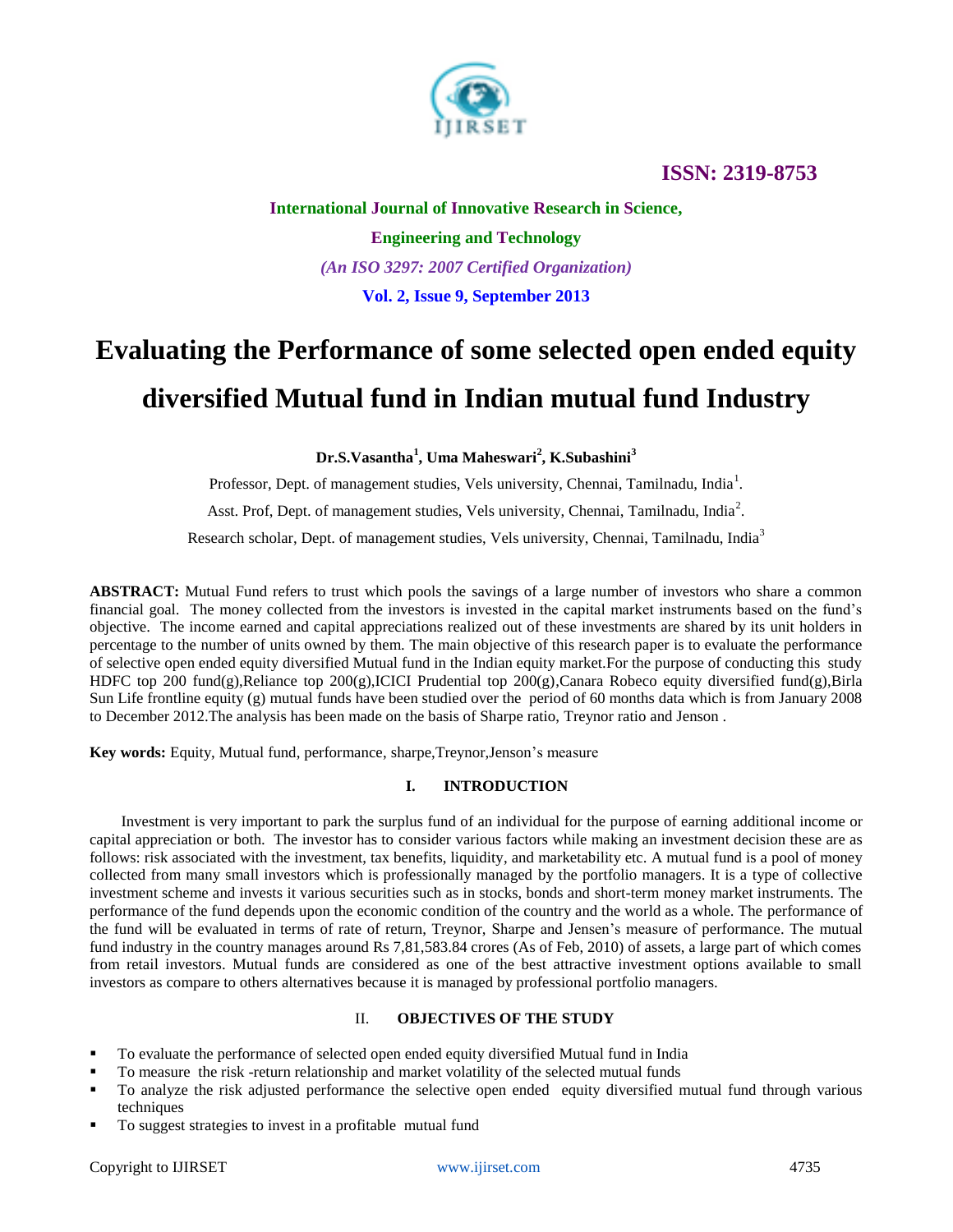# Evaluating the Performance of some selected open ended equity diversified Mutual fund in Indian mutual fund Industry

**Dr.S.Vasantha[1], Uma Maheswari[2], K.Subashini[3]**

Professor, Dept. of management studies, Vels university, Chennai, Tamilnadu, India[1].

Asst. Prof, Dept. of management studies, Vels university, Chennai, Tamilnadu, India[2].

Research scholar, Dept. of management studies, Vels university, Chennai, Tamilnadu, India[3]

**ABSTRACT:** Mutual Fund refers to trust which pools the savings of a large number of investors who share a common financial goal. The money collected from the investors is invested in the capital market instruments based on the fund's objective. The income earned and capital appreciations realized out of these investments are shared by its unit holders in percentage to the number of units owned by them. The main objective of this research paper is to evaluate the performance of selective open ended equity diversified Mutual fund in the Indian equity market.For the purpose of conducting this study HDFC top 200 fund(g),Reliance top 200(g),ICICI Prudential top 200(g),Canara Robeco equity diversified fund(g),Birla Sun Life frontline equity (g) mutual funds have been studied over the period of 60 months data which is from January 2008 to December 2012.The analysis has been made on the basis of Sharpe ratio, Treynor ratio and Jenson .

**Key words:** Equity, Mutual fund, performance, sharpe,Treynor,Jenson's measure

## I. INTRODUCTION

Investment is very important to park the surplus fund of an individual for the purpose of earning additional income or capital appreciation or both. The investor has to consider various factors while making an investment decision these are as follows: risk associated with the investment, tax benefits, liquidity, and marketability etc. A mutual fund is a pool of money collected from many small investors which is professionally managed by the portfolio managers. It is a type of collective investment scheme and invests it various securities such as in stocks, bonds and short-term money market instruments. The performance of the fund depends upon the economic condition of the country and the world as a whole. The performance of the fund will be evaluated in terms of rate of return, Treynor, Sharpe and Jensen's measure of performance. The mutual fund industry in the country manages around Rs 7,81,583.84 crores (As of Feb, 2010) of assets, a large part of which comes from retail investors. Mutual funds are considered as one of the best attractive investment options available to small investors as compare to others alternatives because it is managed by professional portfolio managers.

## II. OBJECTIVES OF THE STUDY

- To evaluate the performance of selected open ended equity diversified Mutual fund in India
- To measure the risk -return relationship and market volatility of the selected mutual funds
- To analyze the risk adjusted performance the selective open ended equity diversified mutual fund through various techniques
- To suggest strategies to invest in a profitable mutual fund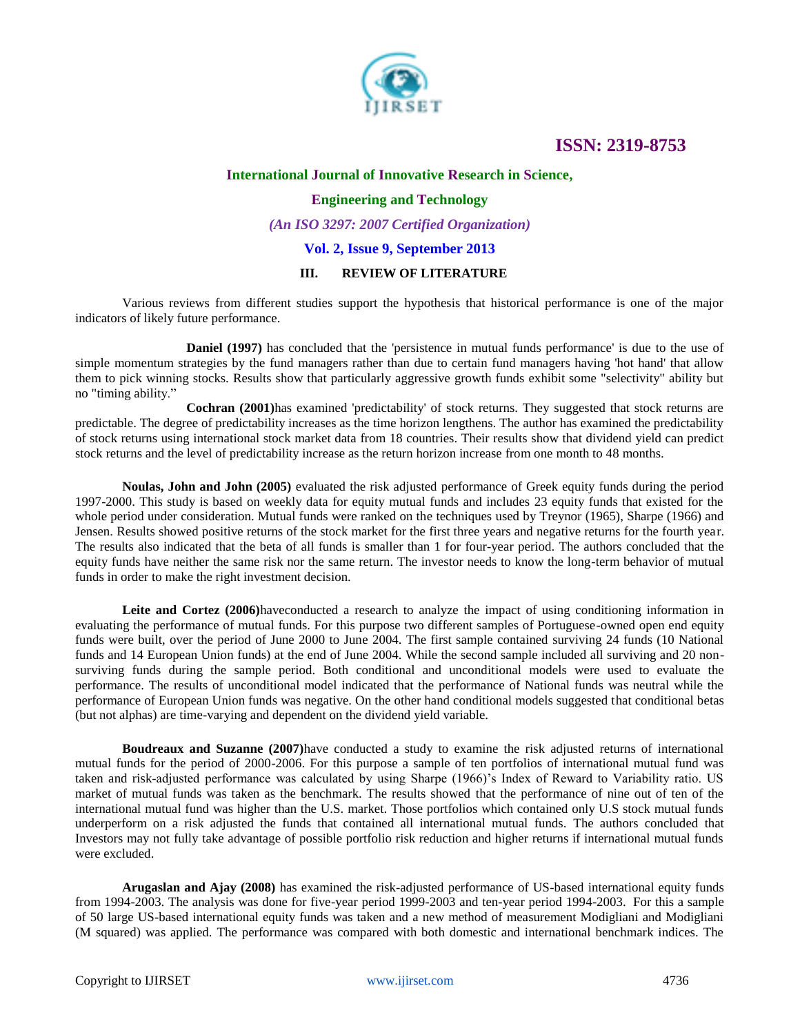## III. REVIEW OF LITERATURE

Various reviews from different studies support the hypothesis that historical performance is one of the major indicators of likely future performance.

**Daniel (1997)** has concluded that the 'persistence in mutual funds performance' is due to the use of simple momentum strategies by the fund managers rather than due to certain fund managers having 'hot hand' that allow them to pick winning stocks. Results show that particularly aggressive growth funds exhibit some "selectivity" ability but no "timing ability."

**Cochran (2001)**has examined 'predictability' of stock returns. They suggested that stock returns are predictable. The degree of predictability increases as the time horizon lengthens. The author has examined the predictability of stock returns using international stock market data from 18 countries. Their results show that dividend yield can predict stock returns and the level of predictability increase as the return horizon increase from one month to 48 months.

**Noulas, John and John (2005)** evaluated the risk adjusted performance of Greek equity funds during the period 1997-2000. This study is based on weekly data for equity mutual funds and includes 23 equity funds that existed for the whole period under consideration. Mutual funds were ranked on the techniques used by Treynor (1965), Sharpe (1966) and Jensen. Results showed positive returns of the stock market for the first three years and negative returns for the fourth year. The results also indicated that the beta of all funds is smaller than 1 for four-year period. The authors concluded that the equity funds have neither the same risk nor the same return. The investor needs to know the long-term behavior of mutual funds in order to make the right investment decision.

**Leite and Cortez (2006)**haveconducted a research to analyze the impact of using conditioning information in evaluating the performance of mutual funds. For this purpose two different samples of Portuguese-owned open end equity funds were built, over the period of June 2000 to June 2004. The first sample contained surviving 24 funds (10 National funds and 14 European Union funds) at the end of June 2004. While the second sample included all surviving and 20 non-surviving funds during the sample period. Both conditional and unconditional models were used to evaluate the performance. The results of unconditional model indicated that the performance of National funds was neutral while the performance of European Union funds was negative. On the other hand conditional models suggested that conditional betas (but not alphas) are time-varying and dependent on the dividend yield variable.

**Boudreaux and Suzanne (2007)**have conducted a study to examine the risk adjusted returns of international mutual funds for the period of 2000-2006. For this purpose a sample of ten portfolios of international mutual fund was taken and risk-adjusted performance was calculated by using Sharpe (1966)'s Index of Reward to Variability ratio. US market of mutual funds was taken as the benchmark. The results showed that the performance of nine out of ten of the international mutual fund was higher than the U.S. market. Those portfolios which contained only U.S stock mutual funds underperform on a risk adjusted the funds that contained all international mutual funds. The authors concluded that Investors may not fully take advantage of possible portfolio risk reduction and higher returns if international mutual funds were excluded.

**Arugaslan and Ajay (2008)** has examined the risk-adjusted performance of US-based international equity funds from 1994-2003. The analysis was done for five-year period 1999-2003 and ten-year period 1994-2003. For this a sample of 50 large US-based international equity funds was taken and a new method of measurement Modigliani and Modigliani (M squared) was applied. The performance was compared with both domestic and international benchmark indices. The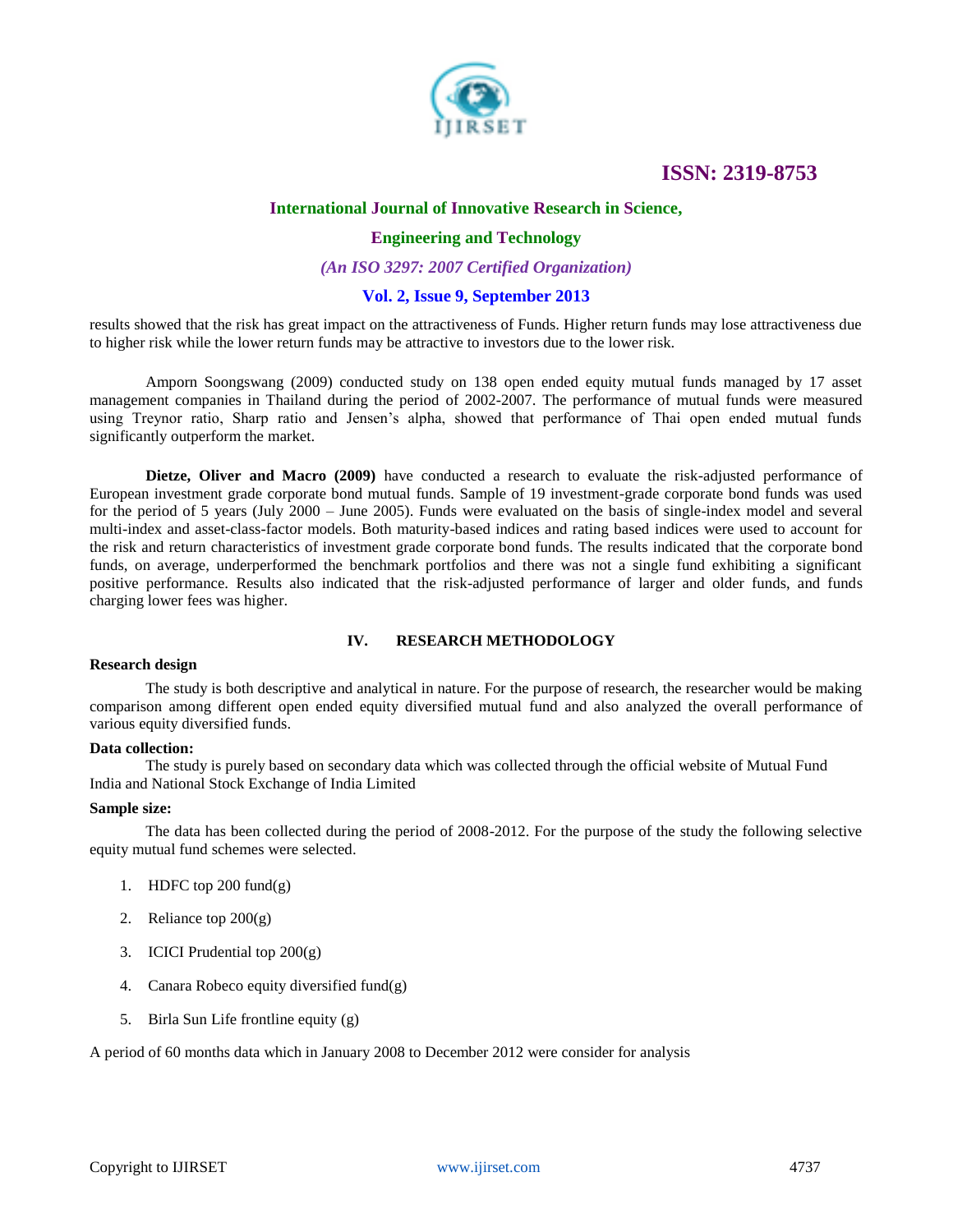results showed that the risk has great impact on the attractiveness of Funds. Higher return funds may lose attractiveness due to higher risk while the lower return funds may be attractive to investors due to the lower risk.

Amporn Soongswang (2009) conducted study on 138 open ended equity mutual funds managed by 17 asset management companies in Thailand during the period of 2002-2007. The performance of mutual funds were measured using Treynor ratio, Sharp ratio and Jensen's alpha, showed that performance of Thai open ended mutual funds significantly outperform the market.

**Dietze, Oliver and Macro (2009)** have conducted a research to evaluate the risk-adjusted performance of European investment grade corporate bond mutual funds. Sample of 19 investment-grade corporate bond funds was used for the period of 5 years (July 2000 – June 2005). Funds were evaluated on the basis of single-index model and several multi-index and asset-class-factor models. Both maturity-based indices and rating based indices were used to account for the risk and return characteristics of investment grade corporate bond funds. The results indicated that the corporate bond funds, on average, underperformed the benchmark portfolios and there was not a single fund exhibiting a significant positive performance. Results also indicated that the risk-adjusted performance of larger and older funds, and funds charging lower fees was higher.

## IV. RESEARCH METHODOLOGY

**Research design**

The study is both descriptive and analytical in nature. For the purpose of research, the researcher would be making comparison among different open ended equity diversified mutual fund and also analyzed the overall performance of various equity diversified funds.

**Data collection:**

The study is purely based on secondary data which was collected through the official website of Mutual Fund India and National Stock Exchange of India Limited

**Sample size:**

The data has been collected during the period of 2008-2012. For the purpose of the study the following selective equity mutual fund schemes were selected.

1. HDFC top 200 fund(g)
2. Reliance top 200(g)
3. ICICI Prudential top 200(g)
4. Canara Robeco equity diversified fund(g)
5. Birla Sun Life frontline equity (g)

A period of 60 months data which in January 2008 to December 2012 were consider for analysis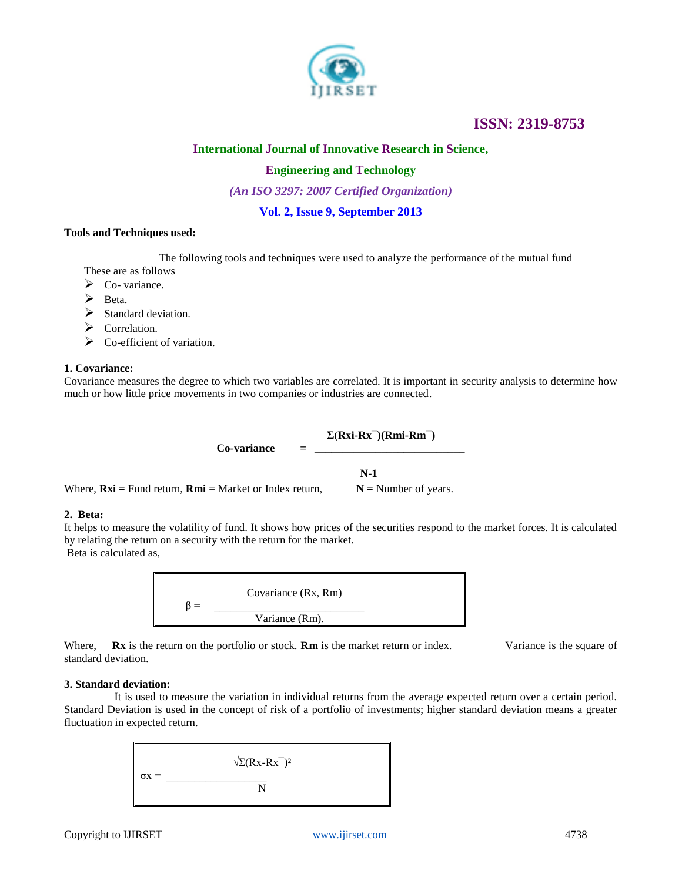**Tools and Techniques used:**

The following tools and techniques were used to analyze the performance of the mutual fund These are as follows

- Co- variance.
- Beta.
- Standard deviation.
- Correlation.
- Co-efficient of variation.

**1. Covariance:**

Covariance measures the degree to which two variables are correlated. It is important in security analysis to determine how much or how little price movements in two companies or industries are connected.

$$\textbf{Co-variance} = \frac{\Sigma(R_{xi}-\bar{R_x})(R_{mi}-\bar{R_m})}{N-1}$$

Where, **Rxi =** Fund return, **Rmi** = Market or Index return, **N =** Number of years.

**2. Beta:**

It helps to measure the volatility of fund. It shows how prices of the securities respond to the market forces. It is calculated by relating the return on a security with the return for the market.

Beta is calculated as,

$$\beta = \frac{\text{Covariance } (R_x, R_m)}{\text{Variance } (R_m).}$$

Where, **Rx** is the return on the portfolio or stock. **Rm** is the market return or index. Variance is the square of standard deviation.

**3. Standard deviation:**

It is used to measure the variation in individual returns from the average expected return over a certain period. Standard Deviation is used in the concept of risk of a portfolio of investments; higher standard deviation means a greater fluctuation in expected return.

$$\sigma x = \frac{\sqrt{\Sigma(R_x-\bar{R_x})^2}}{N}$$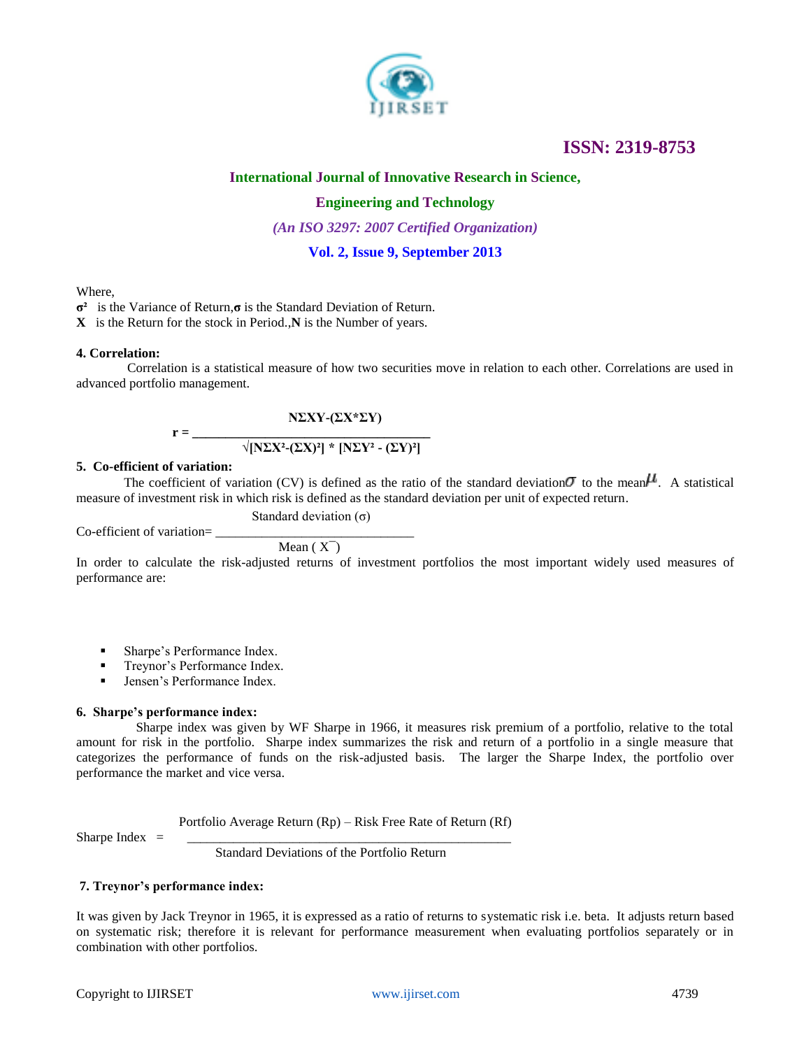Where,

$\sigma^2$ is the Variance of Return, $\sigma$ is the Standard Deviation of Return.
$X$ is the Return for the stock in Period., $N$ is the Number of years.

**4. Correlation:**

Correlation is a statistical measure of how two securities move in relation to each other. Correlations are used in advanced portfolio management.

$$r = \frac{N\Sigma XY - (\Sigma X * \Sigma Y)}{\sqrt{[N\Sigma X^2 - (\Sigma X)^2] * [N\Sigma Y^2 - (\Sigma Y)^2]}}$$

**5. Co-efficient of variation:**

The coefficient of variation (CV) is defined as the ratio of the standard deviation $\sigma$ to the mean $\mu$. A statistical measure of investment risk in which risk is defined as the standard deviation per unit of expected return.

$$\text{Co-efficient of variation} = \frac{\text{Standard deviation } (\sigma)}{\text{Mean } (\bar{X})}$$

In order to calculate the risk-adjusted returns of investment portfolios the most important widely used measures of performance are:

- Sharpe's Performance Index.
- Treynor's Performance Index.
- Jensen's Performance Index.

**6. Sharpe's performance index:**

Sharpe index was given by WF Sharpe in 1966, it measures risk premium of a portfolio, relative to the total amount for risk in the portfolio. Sharpe index summarizes the risk and return of a portfolio in a single measure that categorizes the performance of funds on the risk-adjusted basis. The larger the Sharpe Index, the portfolio over performance the market and vice versa.

$$\text{Sharpe Index} = \frac{\text{Portfolio Average Return } (R_p) - \text{Risk Free Rate of Return } (R_f)}{\text{Standard Deviations of the Portfolio Return}}$$

**7. Treynor's performance index:**

It was given by Jack Treynor in 1965, it is expressed as a ratio of returns to systematic risk i.e. beta. It adjusts return based on systematic risk; therefore it is relevant for performance measurement when evaluating portfolios separately or in combination with other portfolios.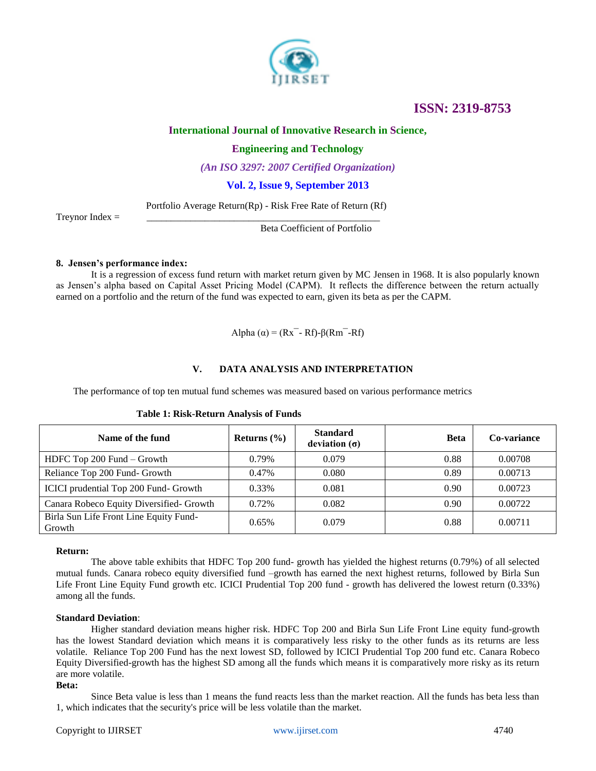$$\text{Treynor Index} = \frac{\text{Portfolio Average Return(Rp) - Risk Free Rate of Return (Rf)}}{\text{Beta Coefficient of Portfolio}}$$

**8. Jensen's performance index:**

It is a regression of excess fund return with market return given by MC Jensen in 1968. It is also popularly known as Jensen's alpha based on Capital Asset Pricing Model (CAPM). It reflects the difference between the return actually earned on a portfolio and the return of the fund was expected to earn, given its beta as per the CAPM.

$$\text{Alpha } (\alpha) = (\bar{Rx} - Rf) - \beta(\bar{Rm} - Rf)$$

## V. DATA ANALYSIS AND INTERPRETATION

The performance of top ten mutual fund schemes was measured based on various performance metrics

**Table 1: Risk-Return Analysis of Funds**

| Name of the fund | Returns (%) | Standard deviation (σ) | Beta | Co-variance |
|---|---|---|---|---|
| HDFC Top 200 Fund – Growth | 0.79% | 0.079 | 0.88 | 0.00708 |
| Reliance Top 200 Fund- Growth | 0.47% | 0.080 | 0.89 | 0.00713 |
| ICICI prudential Top 200 Fund- Growth | 0.33% | 0.081 | 0.90 | 0.00723 |
| Canara Robeco Equity Diversified- Growth | 0.72% | 0.082 | 0.90 | 0.00722 |
| Birla Sun Life Front Line Equity Fund- Growth | 0.65% | 0.079 | 0.88 | 0.00711 |

**Return:**

The above table exhibits that HDFC Top 200 fund- growth has yielded the highest returns (0.79%) of all selected mutual funds. Canara robeco equity diversified fund –growth has earned the next highest returns, followed by Birla Sun Life Front Line Equity Fund growth etc. ICICI Prudential Top 200 fund - growth has delivered the lowest return (0.33%) among all the funds.

**Standard Deviation**:

Higher standard deviation means higher risk. HDFC Top 200 and Birla Sun Life Front Line equity fund-growth has the lowest Standard deviation which means it is comparatively less risky to the other funds as its returns are less volatile. Reliance Top 200 Fund has the next lowest SD, followed by ICICI Prudential Top 200 fund etc. Canara Robeco Equity Diversified-growth has the highest SD among all the funds which means it is comparatively more risky as its return are more volatile.

**Beta:**

Since Beta value is less than 1 means the fund reacts less than the market reaction. All the funds has beta less than 1, which indicates that the security's price will be less volatile than the market.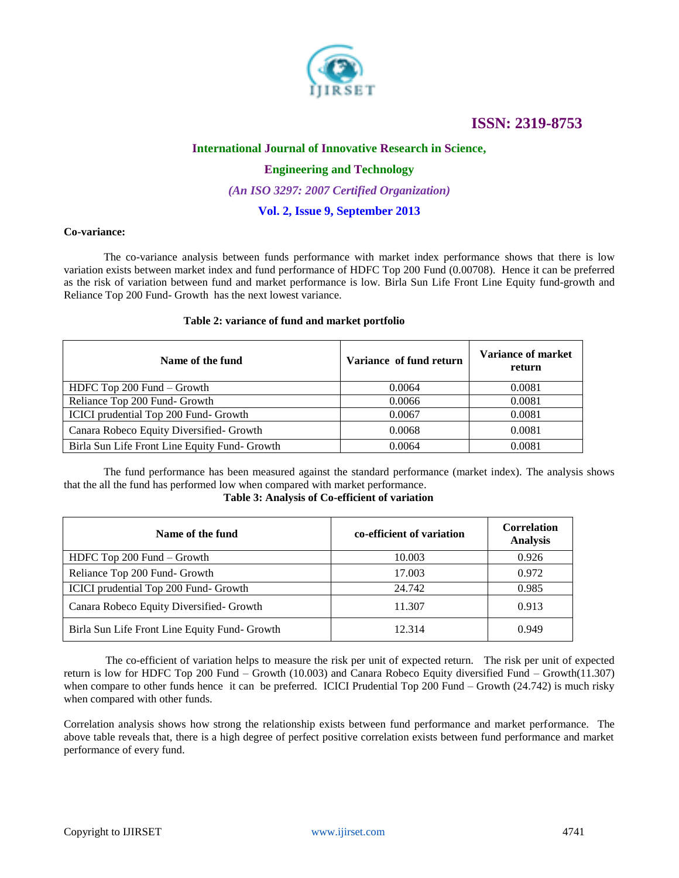**Co-variance:**

The co-variance analysis between funds performance with market index performance shows that there is low variation exists between market index and fund performance of HDFC Top 200 Fund (0.00708). Hence it can be preferred as the risk of variation between fund and market performance is low. Birla Sun Life Front Line Equity fund-growth and Reliance Top 200 Fund- Growth has the next lowest variance.

**Table 2: variance of fund and market portfolio**

| Name of the fund | Variance of fund return | Variance of market return |
|---|---|---|
| HDFC Top 200 Fund – Growth | 0.0064 | 0.0081 |
| Reliance Top 200 Fund- Growth | 0.0066 | 0.0081 |
| ICICI prudential Top 200 Fund- Growth | 0.0067 | 0.0081 |
| Canara Robeco Equity Diversified- Growth | 0.0068 | 0.0081 |
| Birla Sun Life Front Line Equity Fund- Growth | 0.0064 | 0.0081 |

The fund performance has been measured against the standard performance (market index). The analysis shows that the all the fund has performed low when compared with market performance.

**Table 3: Analysis of Co-efficient of variation**

| Name of the fund | co-efficient of variation | Correlation Analysis |
|---|---|---|
| HDFC Top 200 Fund – Growth | 10.003 | 0.926 |
| Reliance Top 200 Fund- Growth | 17.003 | 0.972 |
| ICICI prudential Top 200 Fund- Growth | 24.742 | 0.985 |
| Canara Robeco Equity Diversified- Growth | 11.307 | 0.913 |
| Birla Sun Life Front Line Equity Fund- Growth | 12.314 | 0.949 |

The co-efficient of variation helps to measure the risk per unit of expected return. The risk per unit of expected return is low for HDFC Top 200 Fund – Growth (10.003) and Canara Robeco Equity diversified Fund – Growth(11.307) when compare to other funds hence it can be preferred. ICICI Prudential Top 200 Fund – Growth (24.742) is much risky when compared with other funds.

Correlation analysis shows how strong the relationship exists between fund performance and market performance. The above table reveals that, there is a high degree of perfect positive correlation exists between fund performance and market performance of every fund.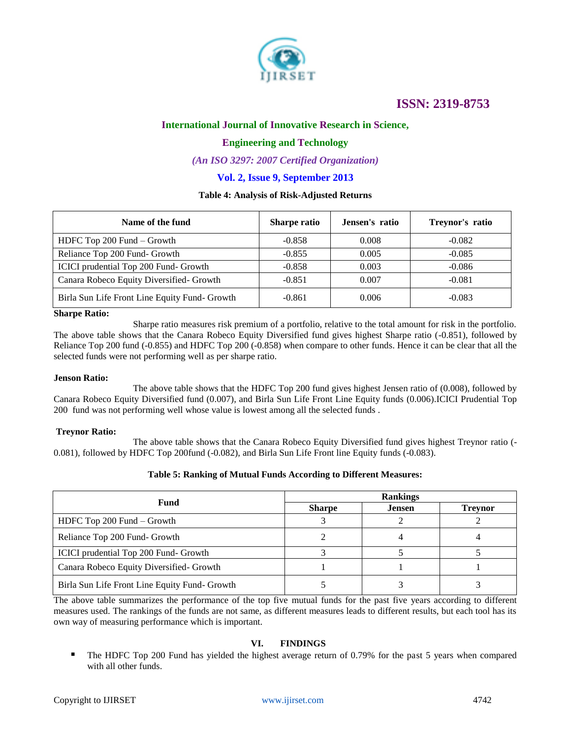**Table 4: Analysis of Risk-Adjusted Returns**

| Name of the fund | Sharpe ratio | Jensen's ratio | Treynor's ratio |
|---|---|---|---|
| HDFC Top 200 Fund – Growth | -0.858 | 0.008 | -0.082 |
| Reliance Top 200 Fund- Growth | -0.855 | 0.005 | -0.085 |
| ICICI prudential Top 200 Fund- Growth | -0.858 | 0.003 | -0.086 |
| Canara Robeco Equity Diversified- Growth | -0.851 | 0.007 | -0.081 |
| Birla Sun Life Front Line Equity Fund- Growth | -0.861 | 0.006 | -0.083 |

**Sharpe Ratio:**

Sharpe ratio measures risk premium of a portfolio, relative to the total amount for risk in the portfolio. The above table shows that the Canara Robeco Equity Diversified fund gives highest Sharpe ratio (-0.851), followed by Reliance Top 200 fund (-0.855) and HDFC Top 200 (-0.858) when compare to other funds. Hence it can be clear that all the selected funds were not performing well as per sharpe ratio.

**Jenson Ratio:**

The above table shows that the HDFC Top 200 fund gives highest Jensen ratio of (0.008), followed by Canara Robeco Equity Diversified fund (0.007), and Birla Sun Life Front Line Equity funds (0.006).ICICI Prudential Top 200 fund was not performing well whose value is lowest among all the selected funds .

**Treynor Ratio:**

The above table shows that the Canara Robeco Equity Diversified fund gives highest Treynor ratio (-0.081), followed by HDFC Top 200fund (-0.082), and Birla Sun Life Front line Equity funds (-0.083).

**Table 5: Ranking of Mutual Funds According to Different Measures:**

| Fund | Rankings | | |
|---|---|---|---|
| | Sharpe | Jensen | Treynor |
| HDFC Top 200 Fund – Growth | 3 | 2 | 2 |
| Reliance Top 200 Fund- Growth | 2 | 4 | 4 |
| ICICI prudential Top 200 Fund- Growth | 3 | 5 | 5 |
| Canara Robeco Equity Diversified- Growth | 1 | 1 | 1 |
| Birla Sun Life Front Line Equity Fund- Growth | 5 | 3 | 3 |

The above table summarizes the performance of the top five mutual funds for the past five years according to different measures used. The rankings of the funds are not same, as different measures leads to different results, but each tool has its own way of measuring performance which is important.

## VI. FINDINGS

- The HDFC Top 200 Fund has yielded the highest average return of 0.79% for the past 5 years when compared with all other funds.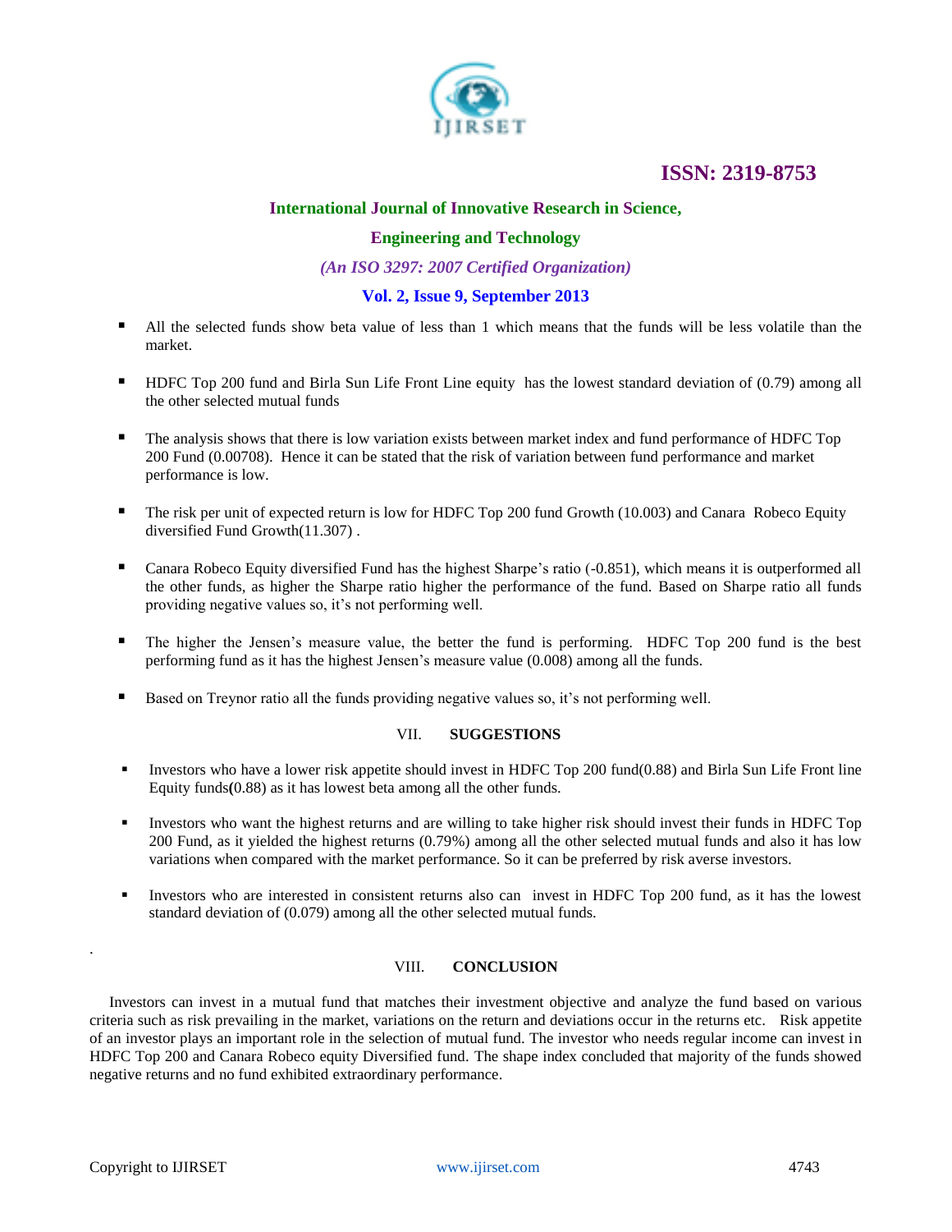- All the selected funds show beta value of less than 1 which means that the funds will be less volatile than the market.

- HDFC Top 200 fund and Birla Sun Life Front Line equity has the lowest standard deviation of (0.79) among all the other selected mutual funds

- The analysis shows that there is low variation exists between market index and fund performance of HDFC Top 200 Fund (0.00708). Hence it can be stated that the risk of variation between fund performance and market performance is low.

- The risk per unit of expected return is low for HDFC Top 200 fund Growth (10.003) and Canara Robeco Equity diversified Fund Growth(11.307) .

- Canara Robeco Equity diversified Fund has the highest Sharpe's ratio (-0.851), which means it is outperformed all the other funds, as higher the Sharpe ratio higher the performance of the fund. Based on Sharpe ratio all funds providing negative values so, it's not performing well.

- The higher the Jensen's measure value, the better the fund is performing. HDFC Top 200 fund is the best performing fund as it has the highest Jensen's measure value (0.008) among all the funds.

- Based on Treynor ratio all the funds providing negative values so, it's not performing well.

## VII. SUGGESTIONS

- Investors who have a lower risk appetite should invest in HDFC Top 200 fund(0.88) and Birla Sun Life Front line Equity funds**(**0.88) as it has lowest beta among all the other funds.

- Investors who want the highest returns and are willing to take higher risk should invest their funds in HDFC Top 200 Fund, as it yielded the highest returns (0.79%) among all the other selected mutual funds and also it has low variations when compared with the market performance. So it can be preferred by risk averse investors.

- Investors who are interested in consistent returns also can invest in HDFC Top 200 fund, as it has the lowest standard deviation of (0.079) among all the other selected mutual funds.

## VIII. CONCLUSION

Investors can invest in a mutual fund that matches their investment objective and analyze the fund based on various criteria such as risk prevailing in the market, variations on the return and deviations occur in the returns etc. Risk appetite of an investor plays an important role in the selection of mutual fund. The investor who needs regular income can invest in HDFC Top 200 and Canara Robeco equity Diversified fund. The shape index concluded that majority of the funds showed negative returns and no fund exhibited extraordinary performance.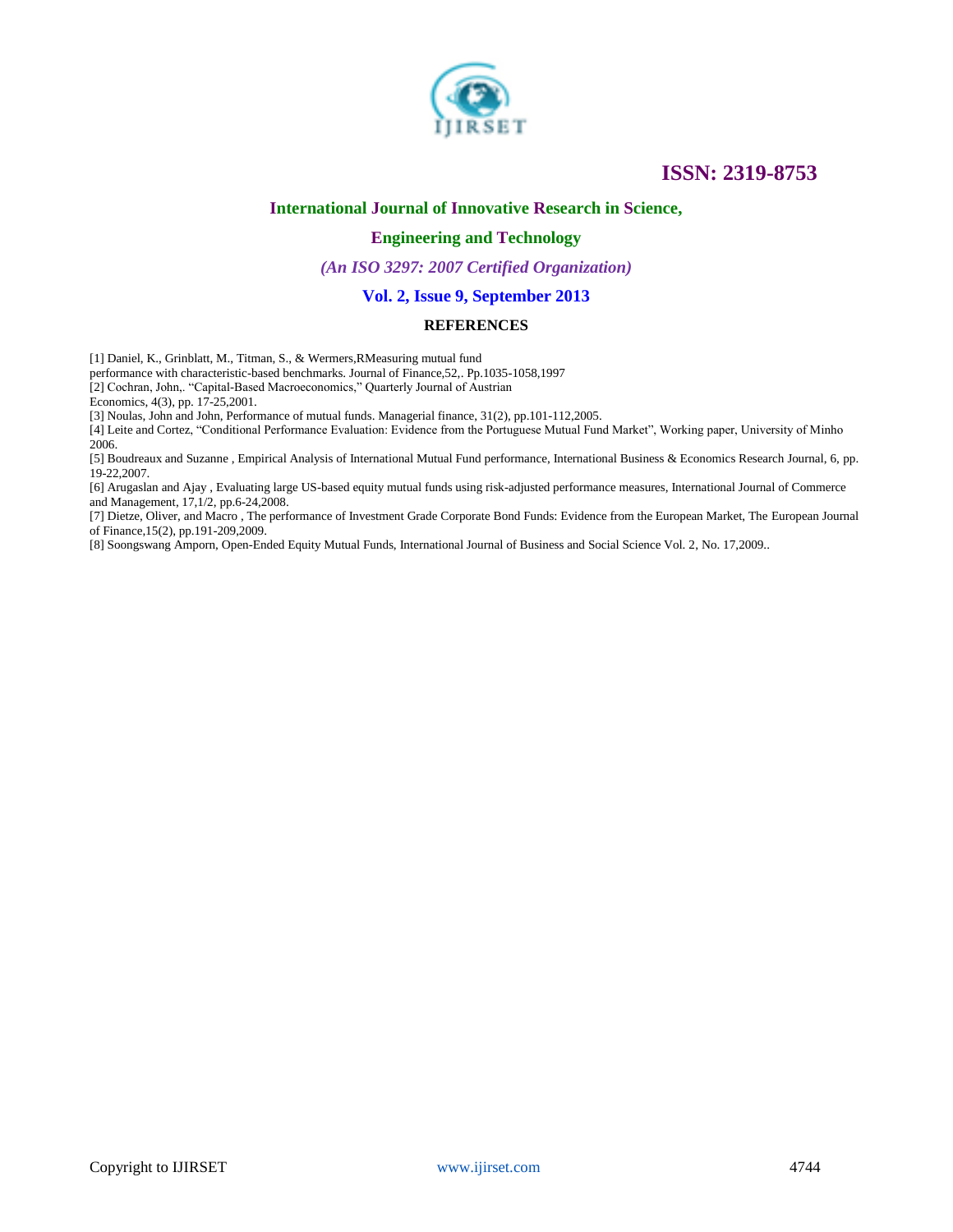## REFERENCES

[1] Daniel, K., Grinblatt, M., Titman, S., & Wermers,RMeasuring mutual fund performance with characteristic-based benchmarks. Journal of Finance,52,. Pp.1035-1058,1997

[2] Cochran, John,. "Capital-Based Macroeconomics," Quarterly Journal of Austrian Economics, 4(3), pp. 17-25,2001.

[3] Noulas, John and John, Performance of mutual funds. Managerial finance, 31(2), pp.101-112,2005.

[4] Leite and Cortez, "Conditional Performance Evaluation: Evidence from the Portuguese Mutual Fund Market", Working paper, University of Minho 2006.

[5] Boudreaux and Suzanne , Empirical Analysis of International Mutual Fund performance, International Business & Economics Research Journal, 6, pp. 19-22,2007.

[6] Arugaslan and Ajay , Evaluating large US-based equity mutual funds using risk-adjusted performance measures, International Journal of Commerce and Management, 17,1/2, pp.6-24,2008.

[7] Dietze, Oliver, and Macro , The performance of Investment Grade Corporate Bond Funds: Evidence from the European Market, The European Journal of Finance,15(2), pp.191-209,2009.

[8] Soongswang Amporn, Open-Ended Equity Mutual Funds, International Journal of Business and Social Science Vol. 2, No. 17,2009..